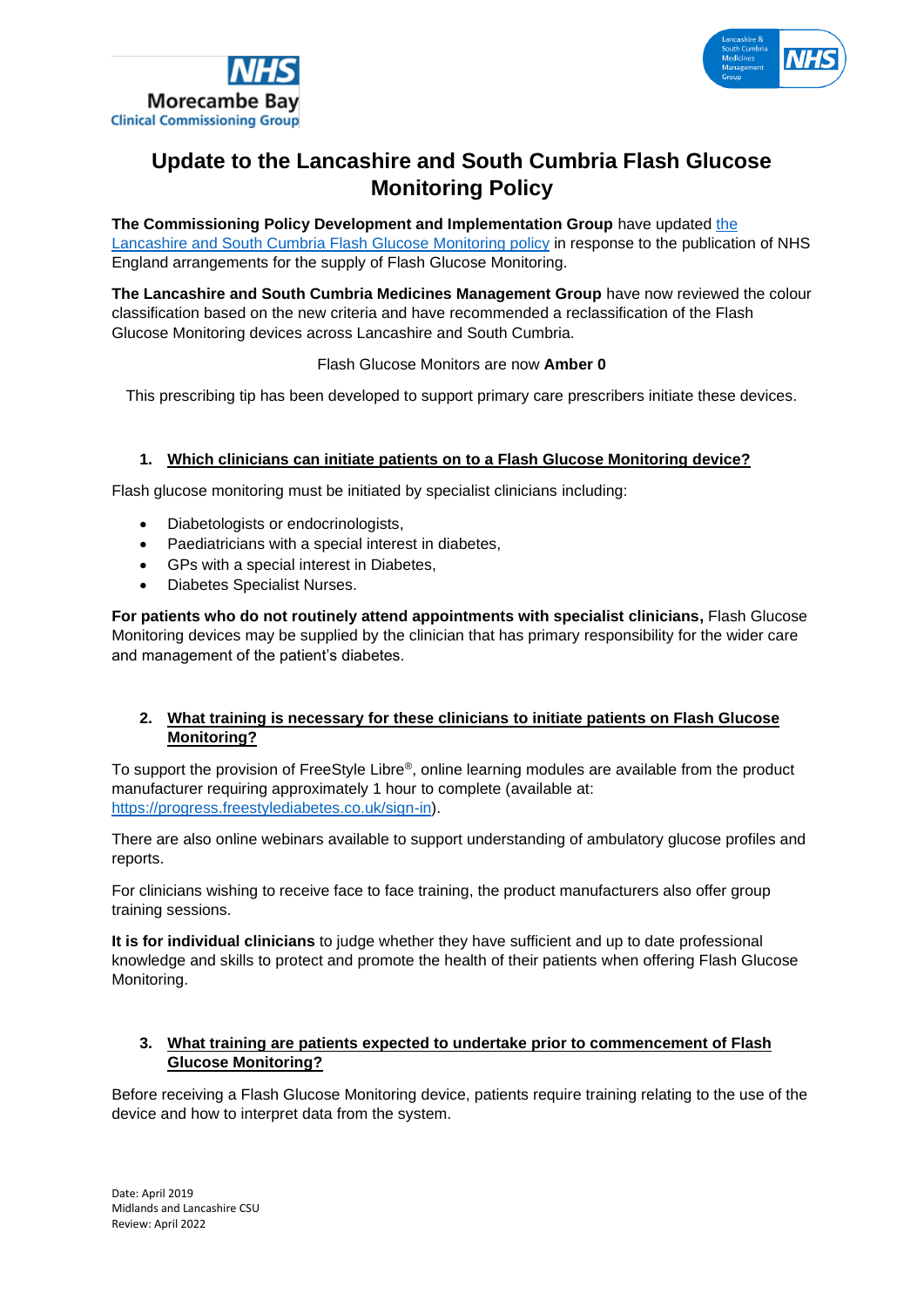# Update to the Lancashire and South Cumbria Flash Glucose Monitoring Policy

**The Commissioning Policy Development and Implementation Group** have updated the Lancashire and South Cumbria Flash Glucose Monitoring policy in response to the publication of NHS England arrangements for the supply of Flash Glucose Monitoring.

**The Lancashire and South Cumbria Medicines Management Group** have now reviewed the colour classification based on the new criteria and have recommended a reclassification of the Flash Glucose Monitoring devices across Lancashire and South Cumbria.

Flash Glucose Monitors are now **Amber 0**

This prescribing tip has been developed to support primary care prescribers initiate these devices.

## 1. Which clinicians can initiate patients on to a Flash Glucose Monitoring device?

Flash glucose monitoring must be initiated by specialist clinicians including:

- Diabetologists or endocrinologists,
- Paediatricians with a special interest in diabetes,
- GPs with a special interest in Diabetes,
- Diabetes Specialist Nurses.

**For patients who do not routinely attend appointments with specialist clinicians,** Flash Glucose Monitoring devices may be supplied by the clinician that has primary responsibility for the wider care and management of the patient's diabetes.

## 2. What training is necessary for these clinicians to initiate patients on Flash Glucose Monitoring?

To support the provision of FreeStyle Libre®, online learning modules are available from the product manufacturer requiring approximately 1 hour to complete (available at: https://progress.freestylediabetes.co.uk/sign-in).

There are also online webinars available to support understanding of ambulatory glucose profiles and reports.

For clinicians wishing to receive face to face training, the product manufacturers also offer group training sessions.

**It is for individual clinicians** to judge whether they have sufficient and up to date professional knowledge and skills to protect and promote the health of their patients when offering Flash Glucose Monitoring.

## 3. What training are patients expected to undertake prior to commencement of Flash Glucose Monitoring?

Before receiving a Flash Glucose Monitoring device, patients require training relating to the use of the device and how to interpret data from the system.

Date: April 2019
Midlands and Lancashire CSU
Review: April 2022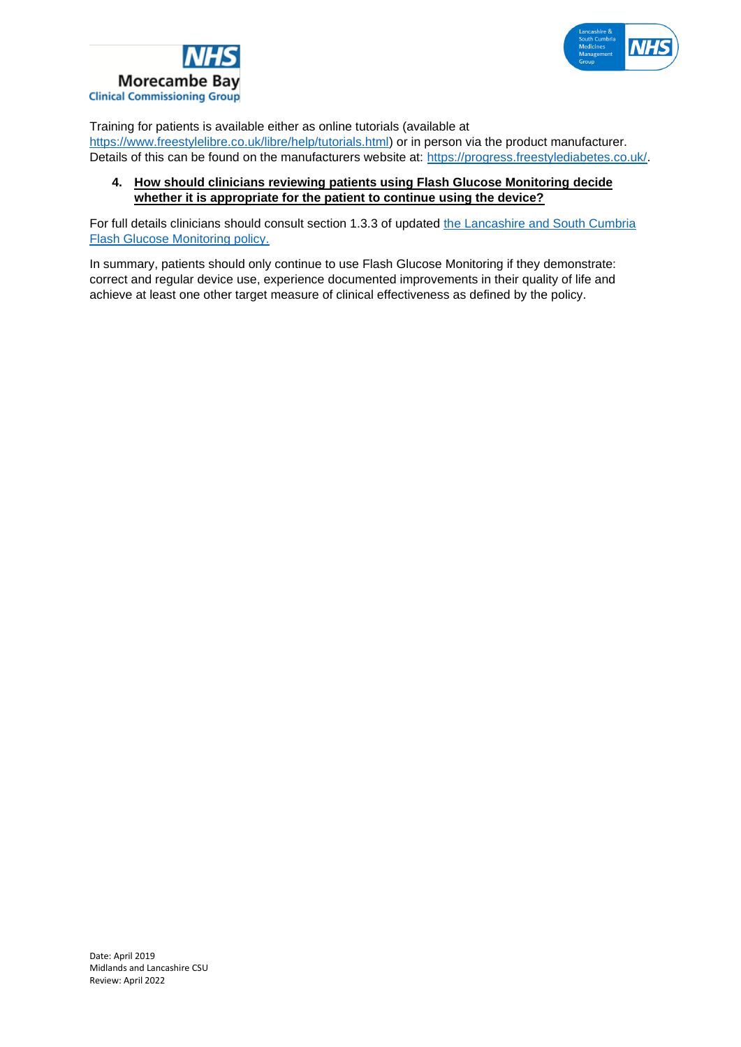Training for patients is available either as online tutorials (available at [https://www.freestylelibre.co.uk/libre/help/tutorials.html](https://www.freestylelibre.co.uk/libre/help/tutorials.html)) or in person via the product manufacturer. Details of this can be found on the manufacturers website at: [https://progress.freestylediabetes.co.uk/](https://progress.freestylediabetes.co.uk/).

4. **How should clinicians reviewing patients using Flash Glucose Monitoring decide whether it is appropriate for the patient to continue using the device?**

For full details clinicians should consult section 1.3.3 of updated the Lancashire and South Cumbria Flash Glucose Monitoring policy.

In summary, patients should only continue to use Flash Glucose Monitoring if they demonstrate: correct and regular device use, experience documented improvements in their quality of life and achieve at least one other target measure of clinical effectiveness as defined by the policy.

Date: April 2019
Midlands and Lancashire CSU
Review: April 2022